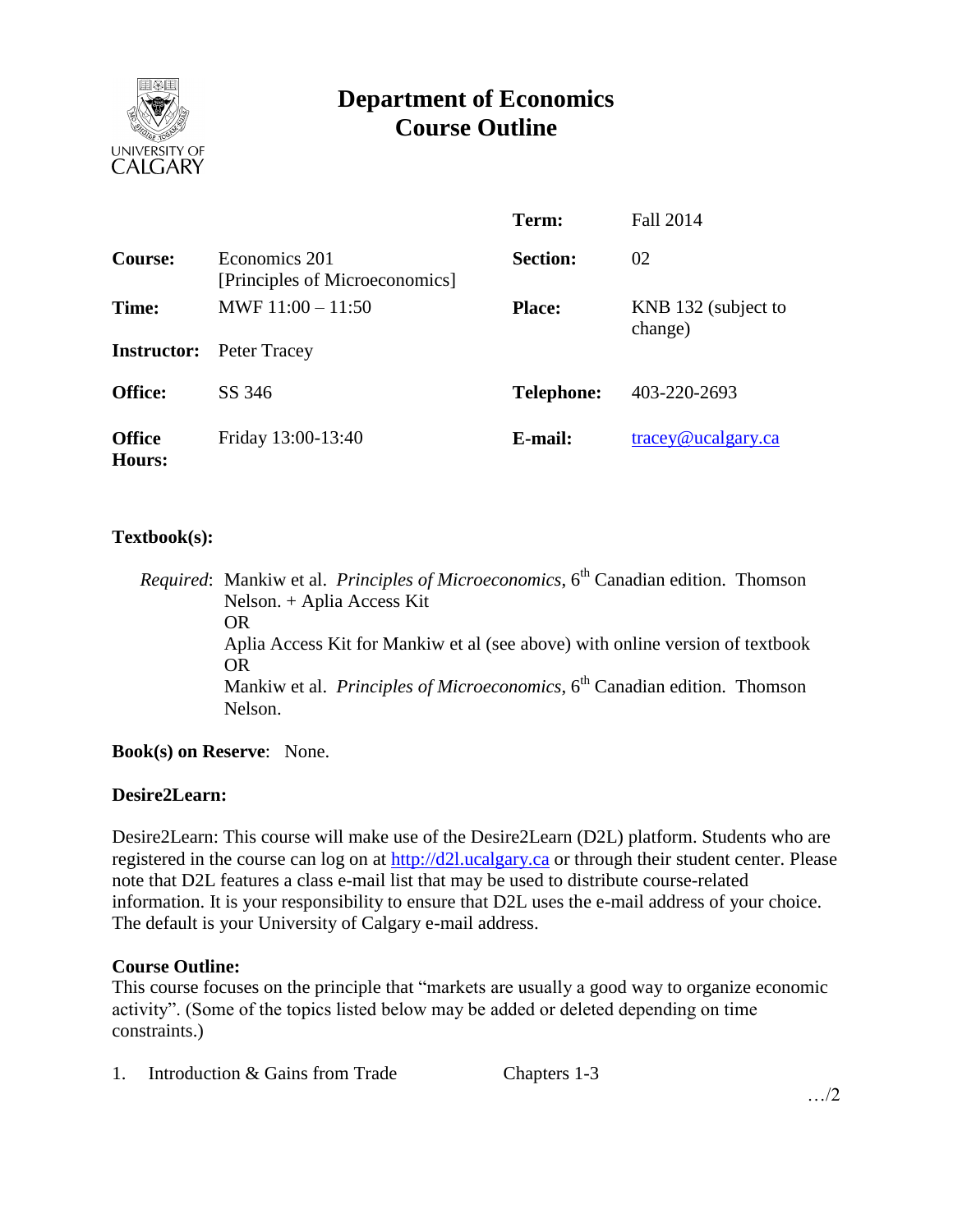# Department of Economics
# Course Outline

| | | | |
|---|---|---|---|
| | | **Term:** | Fall 2014 |
| **Course:** | Economics 201 [Principles of Microeconomics] | **Section:** | 02 |
| **Time:** | MWF 11:00 – 11:50 | **Place:** | KNB 132 (subject to change) |
| **Instructor:** | Peter Tracey | | |
| **Office:** | SS 346 | **Telephone:** | 403-220-2693 |
| **Office Hours:** | Friday 13:00-13:40 | **E-mail:** | tracey@ucalgary.ca |

**Textbook(s):**

*Required*: Mankiw et al. *Principles of Microeconomics,* 6th Canadian edition. Thomson Nelson. + Aplia Access Kit
OR
Aplia Access Kit for Mankiw et al (see above) with online version of textbook
OR
Mankiw et al. *Principles of Microeconomics,* 6th Canadian edition. Thomson Nelson.

**Book(s) on Reserve**: None.

**Desire2Learn:**

Desire2Learn: This course will make use of the Desire2Learn (D2L) platform. Students who are registered in the course can log on at http://d2l.ucalgary.ca or through their student center. Please note that D2L features a class e-mail list that may be used to distribute course-related information. It is your responsibility to ensure that D2L uses the e-mail address of your choice. The default is your University of Calgary e-mail address.

**Course Outline:**
This course focuses on the principle that "markets are usually a good way to organize economic activity". (Some of the topics listed below may be added or deleted depending on time constraints.)

1. Introduction & Gains from Trade    Chapters 1-3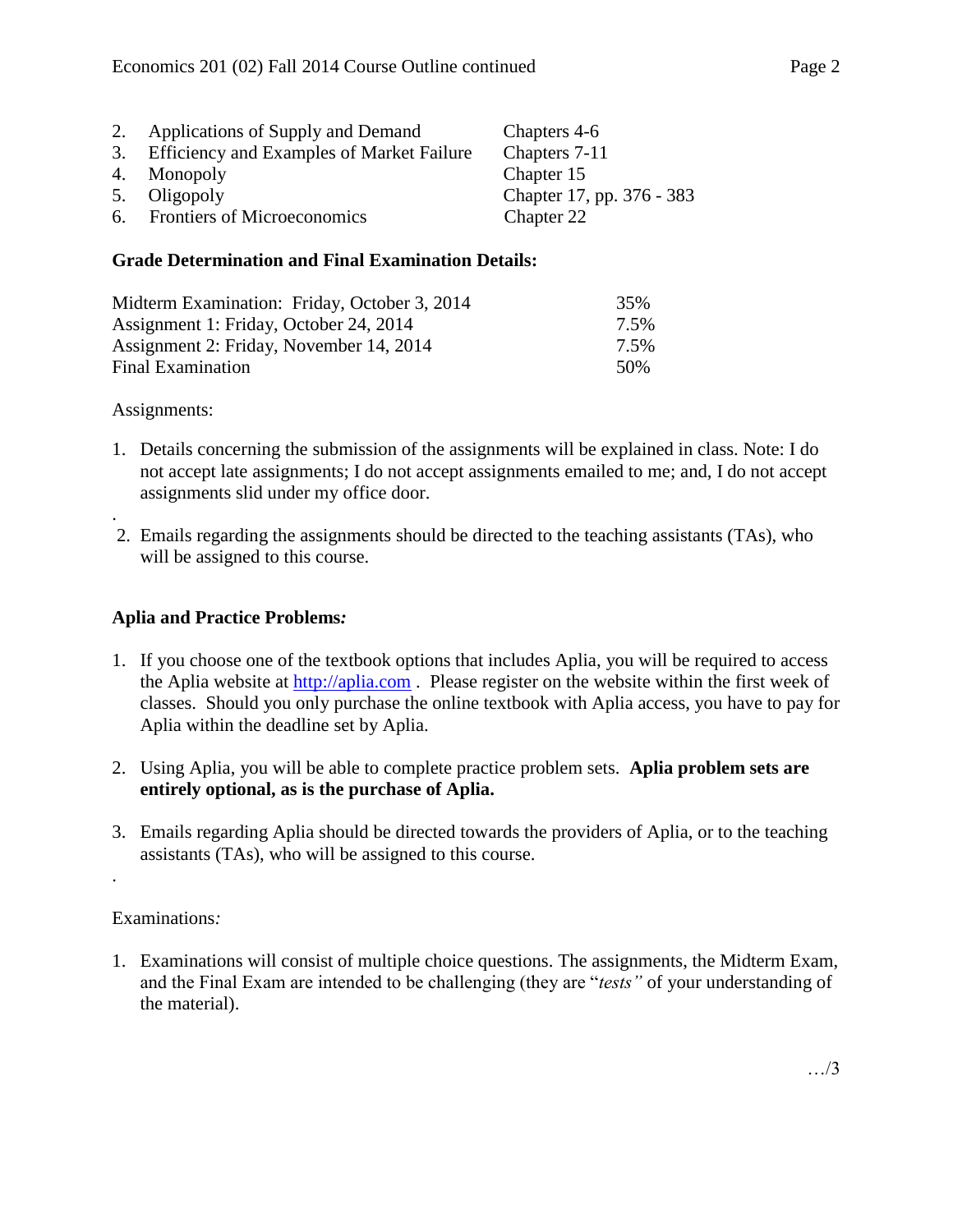2. Applications of Supply and Demand — Chapters 4-6
3. Efficiency and Examples of Market Failure — Chapters 7-11
4. Monopoly — Chapter 15
5. Oligopoly — Chapter 17, pp. 376 - 383
6. Frontiers of Microeconomics — Chapter 22

**Grade Determination and Final Examination Details:**

| | |
|---|---|
| Midterm Examination: Friday, October 3, 2014 | 35% |
| Assignment 1: Friday, October 24, 2014 | 7.5% |
| Assignment 2: Friday, November 14, 2014 | 7.5% |
| Final Examination | 50% |

Assignments:

1. Details concerning the submission of the assignments will be explained in class. Note: I do not accept late assignments; I do not accept assignments emailed to me; and, I do not accept assignments slid under my office door.

.

2. Emails regarding the assignments should be directed to the teaching assistants (TAs), who will be assigned to this course.

**Aplia and Practice Problems*:***

1. If you choose one of the textbook options that includes Aplia, you will be required to access the Aplia website at http://aplia.com . Please register on the website within the first week of classes. Should you only purchase the online textbook with Aplia access, you have to pay for Aplia within the deadline set by Aplia.

2. Using Aplia, you will be able to complete practice problem sets. **Aplia problem sets are entirely optional, as is the purchase of Aplia.**

3. Emails regarding Aplia should be directed towards the providers of Aplia, or to the teaching assistants (TAs), who will be assigned to this course.

.

Examinations*:*

1. Examinations will consist of multiple choice questions. The assignments, the Midterm Exam, and the Final Exam are intended to be challenging (they are "*tests"* of your understanding of the material).

…/3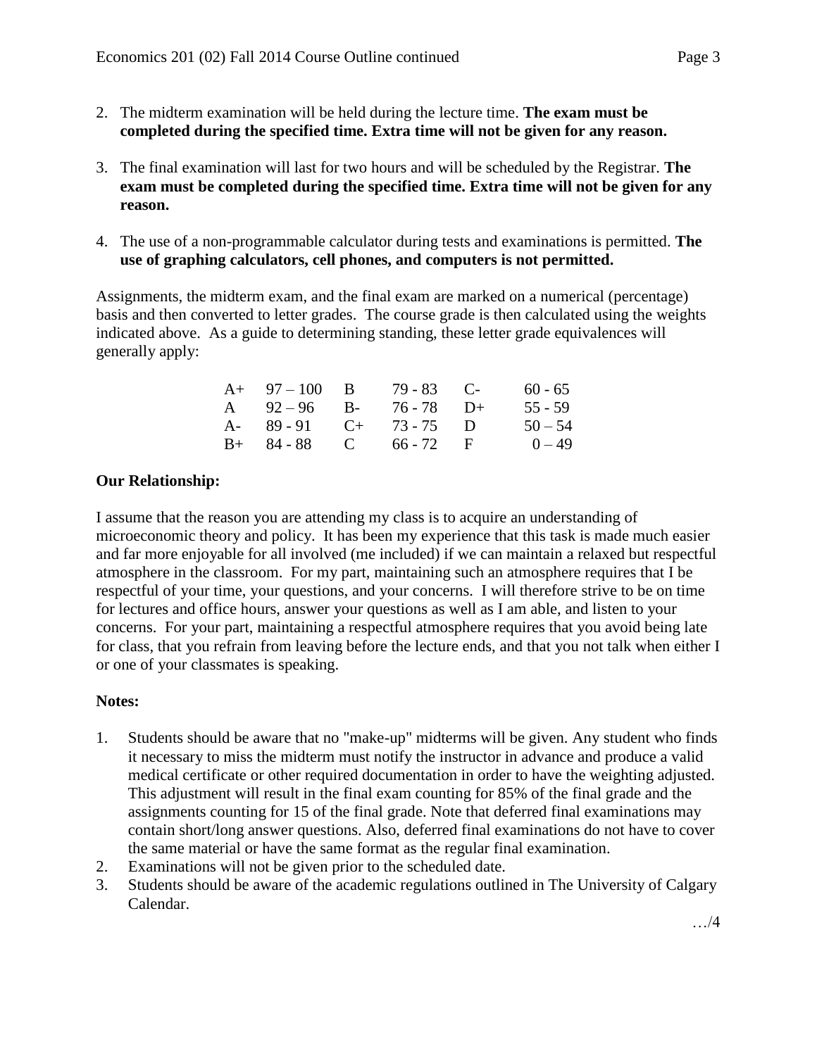2. The midterm examination will be held during the lecture time. **The exam must be completed during the specified time. Extra time will not be given for any reason.**

3. The final examination will last for two hours and will be scheduled by the Registrar. **The exam must be completed during the specified time. Extra time will not be given for any reason.**

4. The use of a non-programmable calculator during tests and examinations is permitted. **The use of graphing calculators, cell phones, and computers is not permitted.**

Assignments, the midterm exam, and the final exam are marked on a numerical (percentage) basis and then converted to letter grades. The course grade is then calculated using the weights indicated above. As a guide to determining standing, these letter grade equivalences will generally apply:

| | | | | | |
|---|---|---|---|---|---|
| A+ | 97 – 100 | B | 79 - 83 | C- | 60 - 65 |
| A | 92 – 96 | B- | 76 - 78 | D+ | 55 - 59 |
| A- | 89 - 91 | C+ | 73 - 75 | D | 50 – 54 |
| B+ | 84 - 88 | C | 66 - 72 | F | 0 – 49 |

**Our Relationship:**

I assume that the reason you are attending my class is to acquire an understanding of microeconomic theory and policy. It has been my experience that this task is made much easier and far more enjoyable for all involved (me included) if we can maintain a relaxed but respectful atmosphere in the classroom. For my part, maintaining such an atmosphere requires that I be respectful of your time, your questions, and your concerns. I will therefore strive to be on time for lectures and office hours, answer your questions as well as I am able, and listen to your concerns. For your part, maintaining a respectful atmosphere requires that you avoid being late for class, that you refrain from leaving before the lecture ends, and that you not talk when either I or one of your classmates is speaking.

**Notes:**

1. Students should be aware that no "make-up" midterms will be given. Any student who finds it necessary to miss the midterm must notify the instructor in advance and produce a valid medical certificate or other required documentation in order to have the weighting adjusted. This adjustment will result in the final exam counting for 85% of the final grade and the assignments counting for 15 of the final grade. Note that deferred final examinations may contain short/long answer questions. Also, deferred final examinations do not have to cover the same material or have the same format as the regular final examination.
2. Examinations will not be given prior to the scheduled date.
3. Students should be aware of the academic regulations outlined in The University of Calgary Calendar.

…/4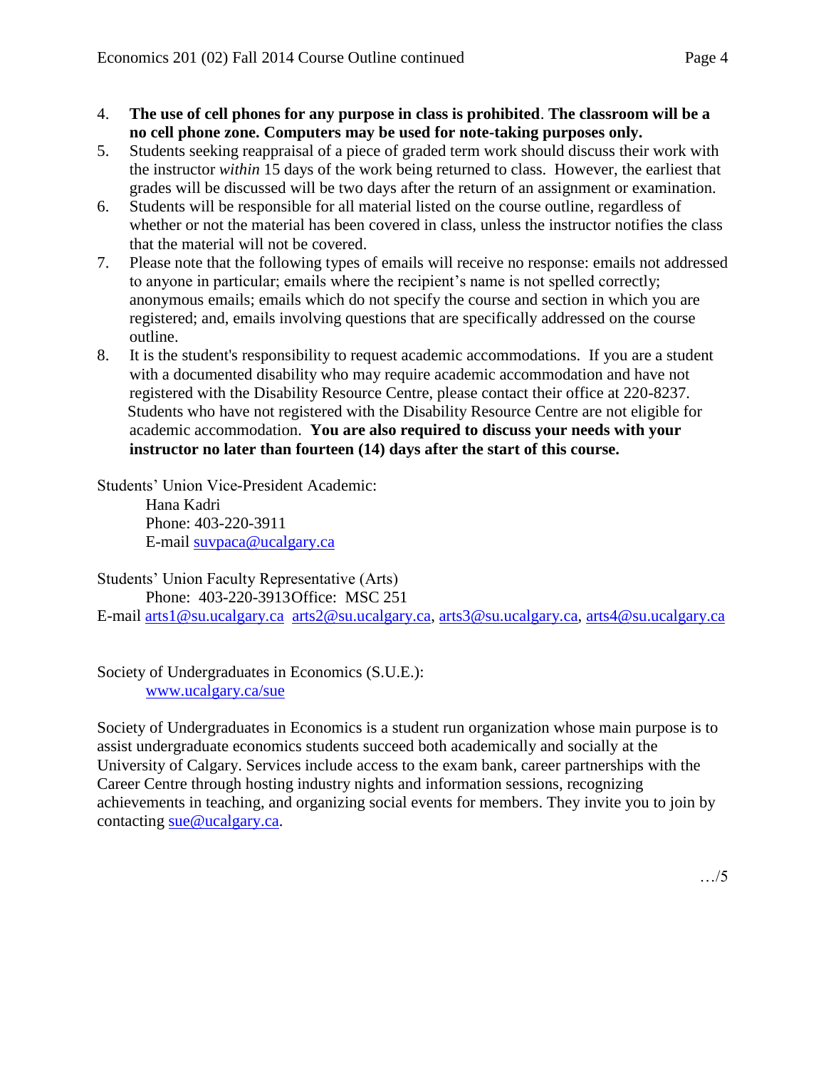4. **The use of cell phones for any purpose in class is prohibited**. **The classroom will be a no cell phone zone. Computers may be used for note-taking purposes only.**
5. Students seeking reappraisal of a piece of graded term work should discuss their work with the instructor *within* 15 days of the work being returned to class. However, the earliest that grades will be discussed will be two days after the return of an assignment or examination.
6. Students will be responsible for all material listed on the course outline, regardless of whether or not the material has been covered in class, unless the instructor notifies the class that the material will not be covered.
7. Please note that the following types of emails will receive no response: emails not addressed to anyone in particular; emails where the recipient's name is not spelled correctly; anonymous emails; emails which do not specify the course and section in which you are registered; and, emails involving questions that are specifically addressed on the course outline.
8. It is the student's responsibility to request academic accommodations. If you are a student with a documented disability who may require academic accommodation and have not registered with the Disability Resource Centre, please contact their office at 220-8237. Students who have not registered with the Disability Resource Centre are not eligible for academic accommodation. **You are also required to discuss your needs with your instructor no later than fourteen (14) days after the start of this course.**

Students' Union Vice-President Academic:
Hana Kadri
Phone: 403-220-3911
E-mail suvpaca@ucalgary.ca

Students' Union Faculty Representative (Arts)
Phone: 403-220-3913 Office: MSC 251
E-mail arts1@su.ucalgary.ca arts2@su.ucalgary.ca, arts3@su.ucalgary.ca, arts4@su.ucalgary.ca

Society of Undergraduates in Economics (S.U.E.):
www.ucalgary.ca/sue

Society of Undergraduates in Economics is a student run organization whose main purpose is to assist undergraduate economics students succeed both academically and socially at the University of Calgary. Services include access to the exam bank, career partnerships with the Career Centre through hosting industry nights and information sessions, recognizing achievements in teaching, and organizing social events for members. They invite you to join by contacting sue@ucalgary.ca.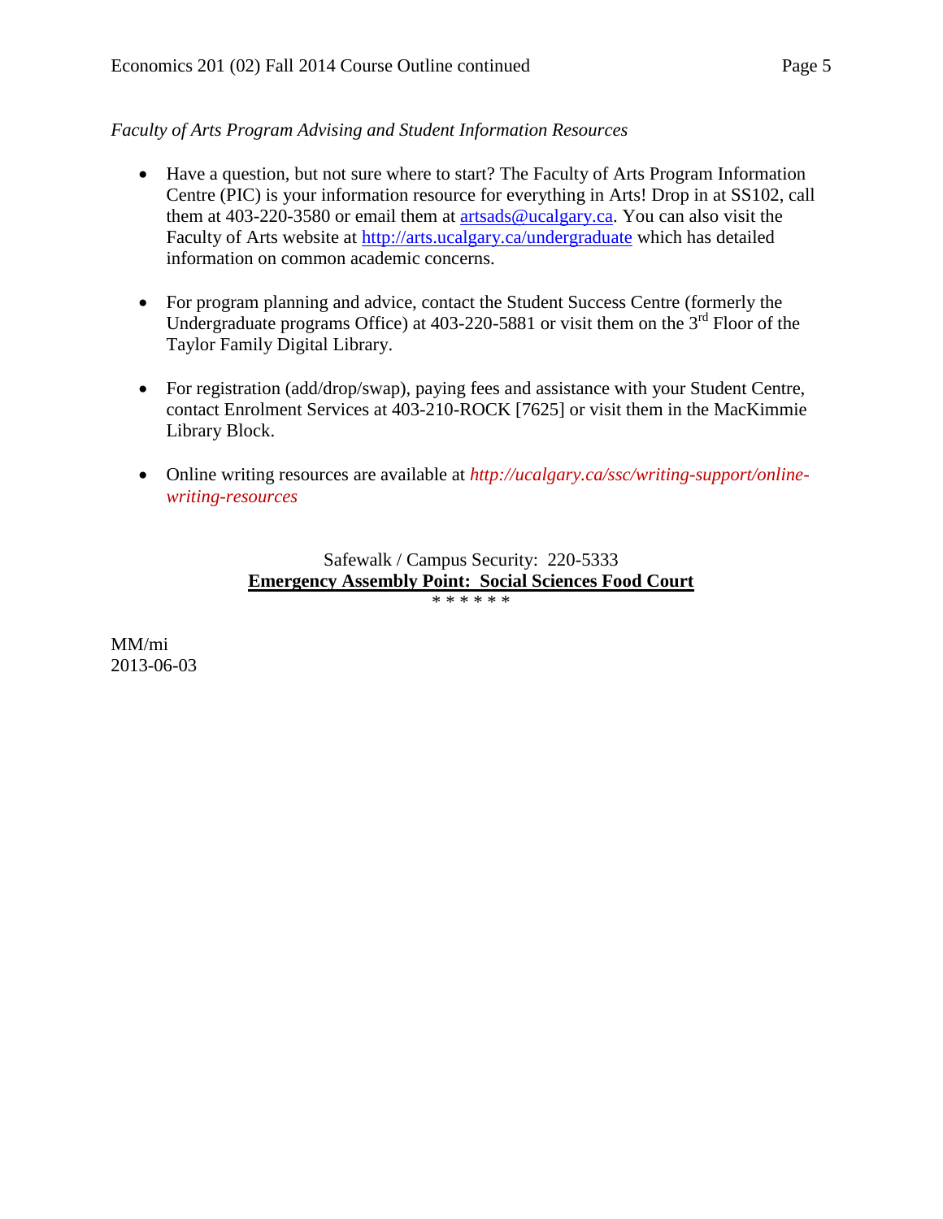*Faculty of Arts Program Advising and Student Information Resources*

- Have a question, but not sure where to start? The Faculty of Arts Program Information Centre (PIC) is your information resource for everything in Arts! Drop in at SS102, call them at 403-220-3580 or email them at artsads@ucalgary.ca. You can also visit the Faculty of Arts website at http://arts.ucalgary.ca/undergraduate which has detailed information on common academic concerns.

- For program planning and advice, contact the Student Success Centre (formerly the Undergraduate programs Office) at 403-220-5881 or visit them on the 3rd Floor of the Taylor Family Digital Library.

- For registration (add/drop/swap), paying fees and assistance with your Student Centre, contact Enrolment Services at 403-210-ROCK [7625] or visit them in the MacKimmie Library Block.

- Online writing resources are available at *http://ucalgary.ca/ssc/writing-support/online-writing-resources*

Safewalk / Campus Security: 220-5333

**Emergency Assembly Point: Social Sciences Food Court**

* * * * * *

MM/mi
2013-06-03